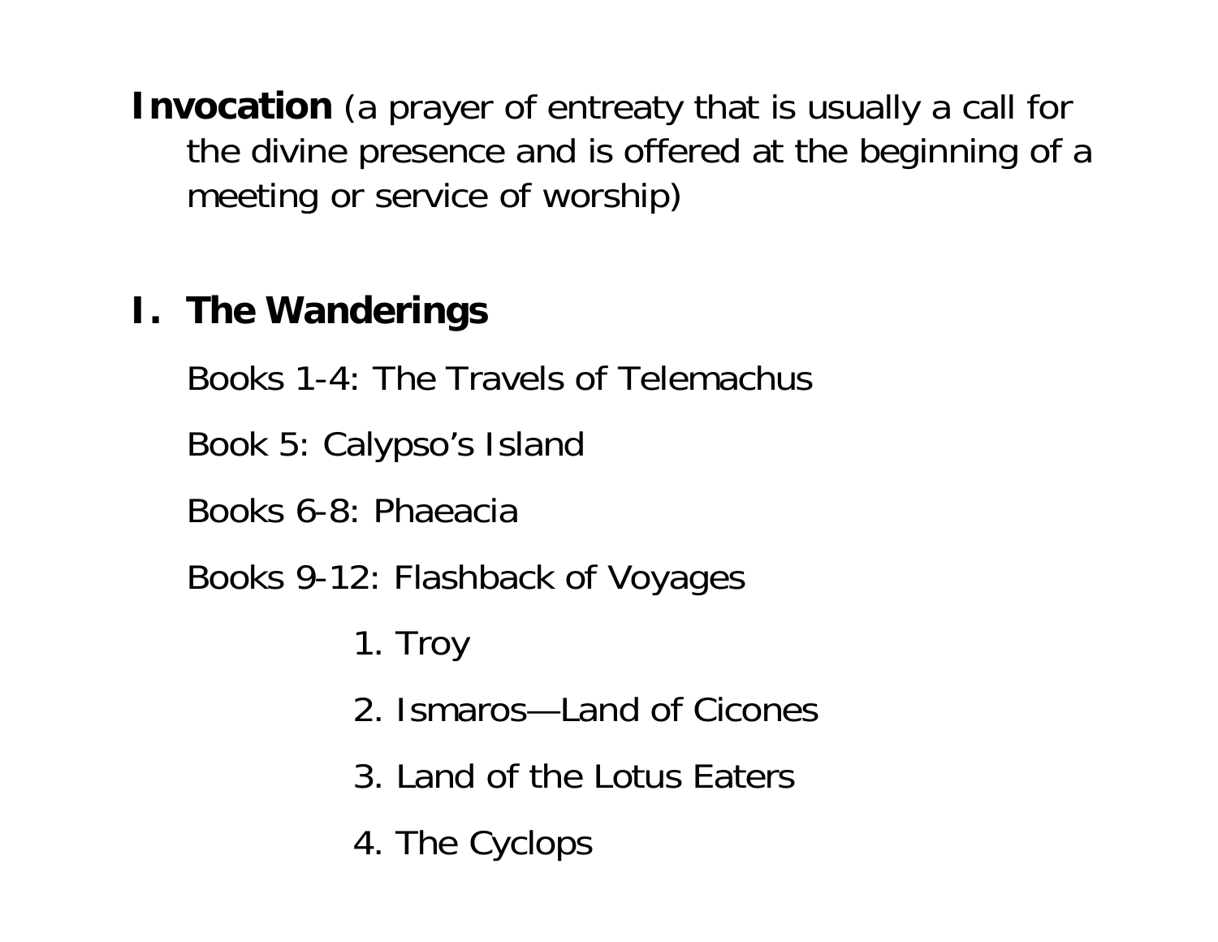**Invocation** (a prayer of entreaty that is usually a call for the divine presence and is offered at the beginning of a meeting or service of worship)

## I. The Wanderings

Books 1-4: The Travels of Telemachus

Book 5: Calypso's Island

Books 6-8: Phaeacia

Books 9-12: Flashback of Voyages

1. Troy
2. Ismaros—Land of Cicones
3. Land of the Lotus Eaters
4. The Cyclops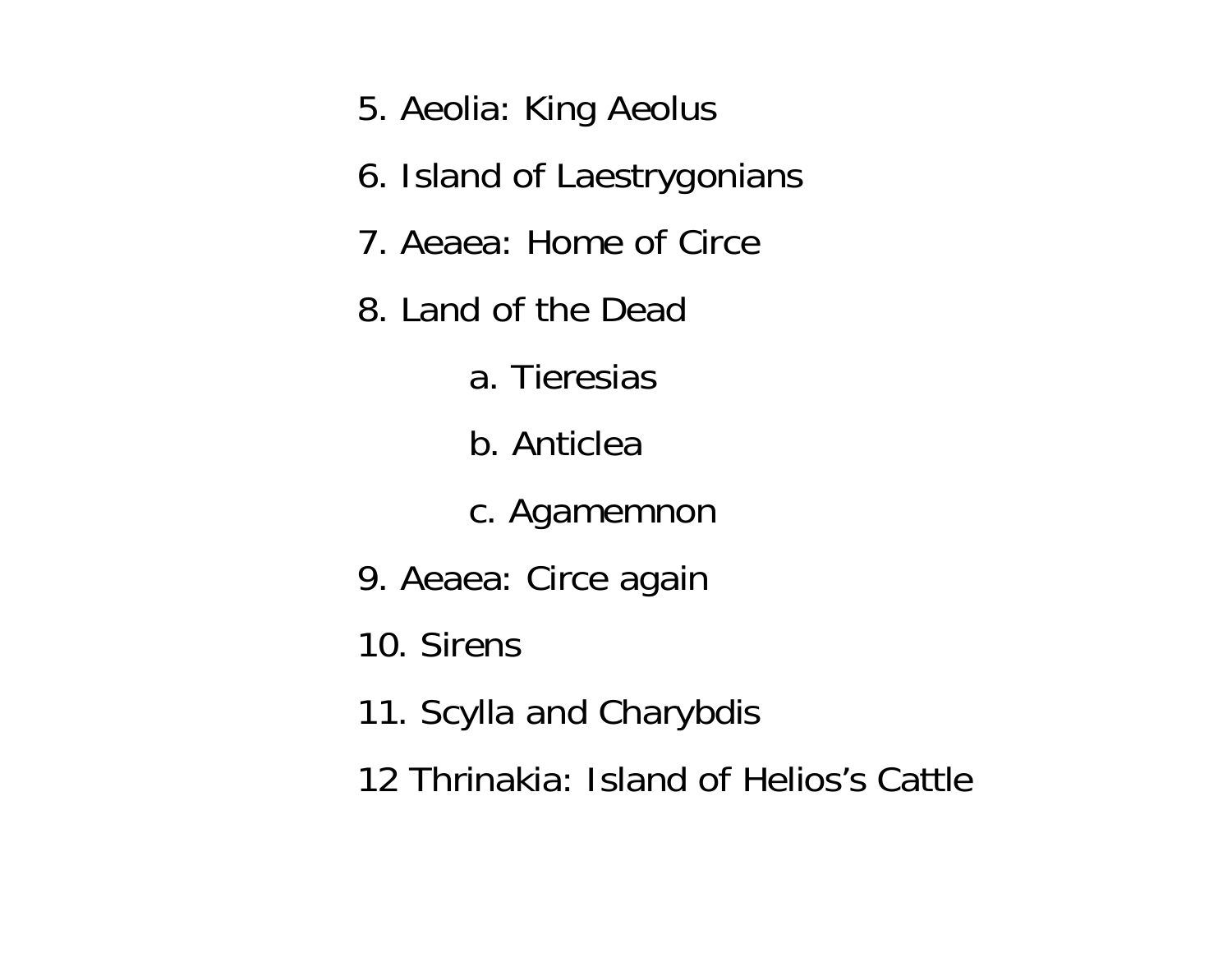5. Aeolia: King Aeolus

6. Island of Laestrygonians

7. Aeaea: Home of Circe

8. Land of the Dead

    a. Tieresias

    b. Anticlea

    c. Agamemnon

9. Aeaea: Circe again

10. Sirens

11. Scylla and Charybdis

12 Thrinakia: Island of Helios's Cattle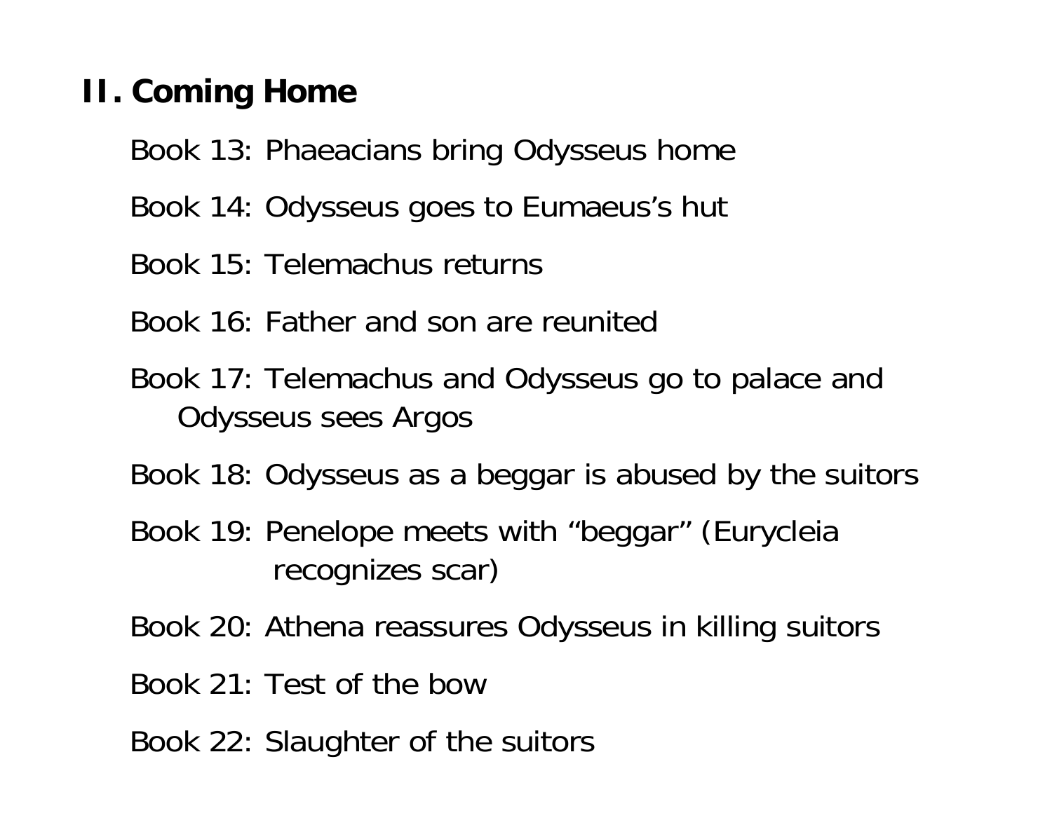## II. Coming Home

Book 13: Phaeacians bring Odysseus home

Book 14: Odysseus goes to Eumaeus's hut

Book 15: Telemachus returns

Book 16: Father and son are reunited

Book 17: Telemachus and Odysseus go to palace and Odysseus sees Argos

Book 18: Odysseus as a beggar is abused by the suitors

Book 19: Penelope meets with "beggar" (Eurycleia recognizes scar)

Book 20: Athena reassures Odysseus in killing suitors

Book 21: Test of the bow

Book 22: Slaughter of the suitors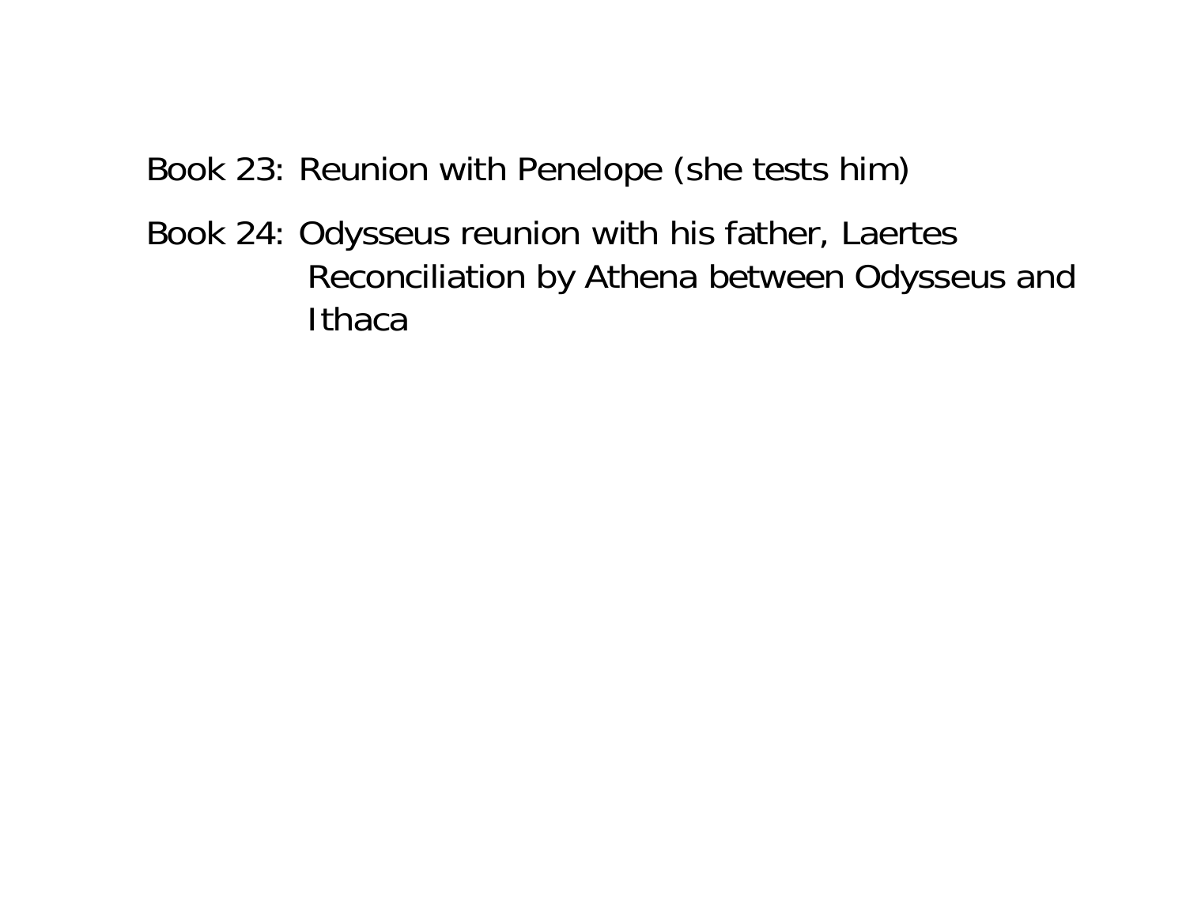Book 23: Reunion with Penelope (she tests him)

Book 24: Odysseus reunion with his father, Laertes
Reconciliation by Athena between Odysseus and Ithaca